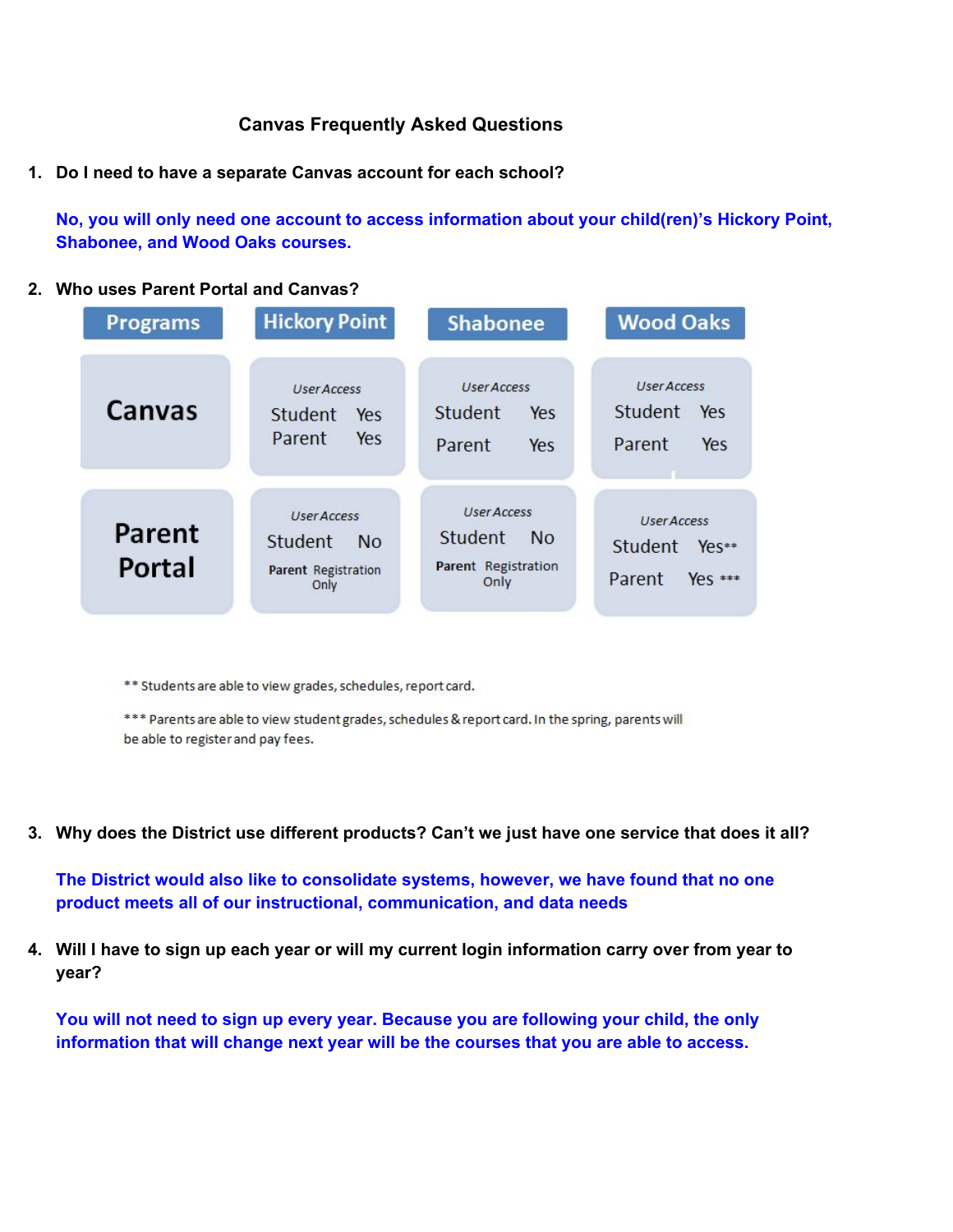# Canvas Frequently Asked Questions

1. **Do I need to have a separate Canvas account for each school?**

   **No, you will only need one account to access information about your child(ren)'s Hickory Point, Shabonee, and Wood Oaks courses.**

2. **Who uses Parent Portal and Canvas?**

| Programs | Hickory Point | Shabonee | Wood Oaks |
| --- | --- | --- | --- |
| Canvas | *User Access*<br>Student Yes<br>Parent Yes | *User Access*<br>Student Yes<br>Parent Yes | *User Access*<br>Student Yes<br>Parent Yes |
| Parent Portal | *User Access*<br>Student No<br>**Parent** Registration Only | *User Access*<br>Student No<br>**Parent** Registration Only | *User Access*<br>Student Yes**<br>Parent Yes *** |

** Students are able to view grades, schedules, report card.

*** Parents are able to view student grades, schedules & report card. In the spring, parents will be able to register and pay fees.

3. **Why does the District use different products? Can't we just have one service that does it all?**

   **The District would also like to consolidate systems, however, we have found that no one product meets all of our instructional, communication, and data needs**

4. **Will I have to sign up each year or will my current login information carry over from year to year?**

   **You will not need to sign up every year. Because you are following your child, the only information that will change next year will be the courses that you are able to access.**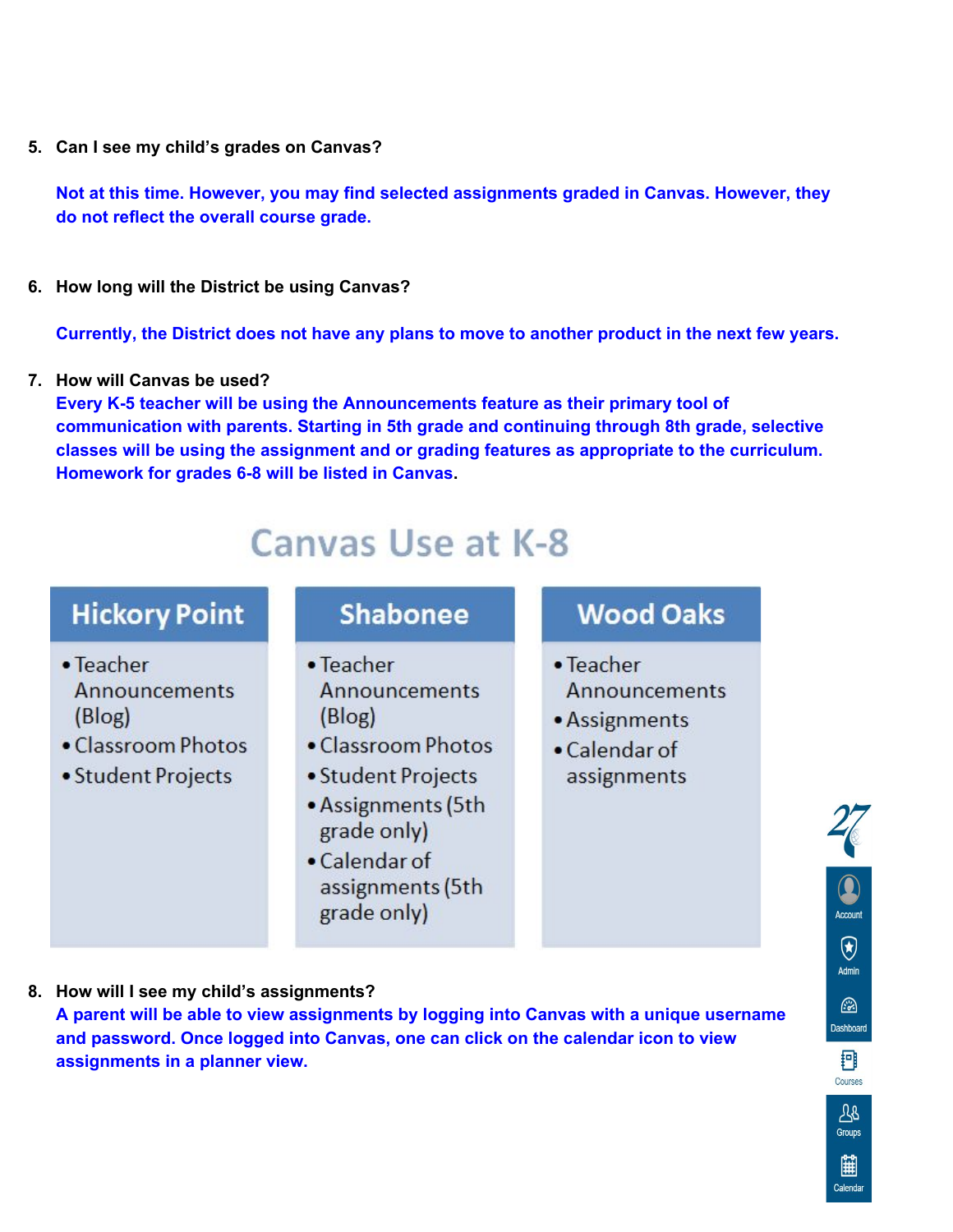5. **Can I see my child's grades on Canvas?**

   **Not at this time. However, you may find selected assignments graded in Canvas. However, they do not reflect the overall course grade.**

6. **How long will the District be using Canvas?**

   **Currently, the District does not have any plans to move to another product in the next few years.**

7. **How will Canvas be used?**
   **Every K-5 teacher will be using the Announcements feature as their primary tool of communication with parents. Starting in 5th grade and continuing through 8th grade, selective classes will be using the assignment and or grading features as appropriate to the curriculum. Homework for grades 6-8 will be listed in Canvas**.

## Canvas Use at K-8

| Hickory Point | Shabonee | Wood Oaks |
|---|---|---|
| • Teacher Announcements (Blog)<br>• Classroom Photos<br>• Student Projects | • Teacher Announcements (Blog)<br>• Classroom Photos<br>• Student Projects<br>• Assignments (5th grade only)<br>• Calendar of assignments (5th grade only) | • Teacher Announcements<br>• Assignments<br>• Calendar of assignments |

8. **How will I see my child's assignments?**
   **A parent will be able to view assignments by logging into Canvas with a unique username and password. Once logged into Canvas, one can click on the calendar icon to view assignments in a planner view.**

Account
Admin
Dashboard
Courses
Groups
Calendar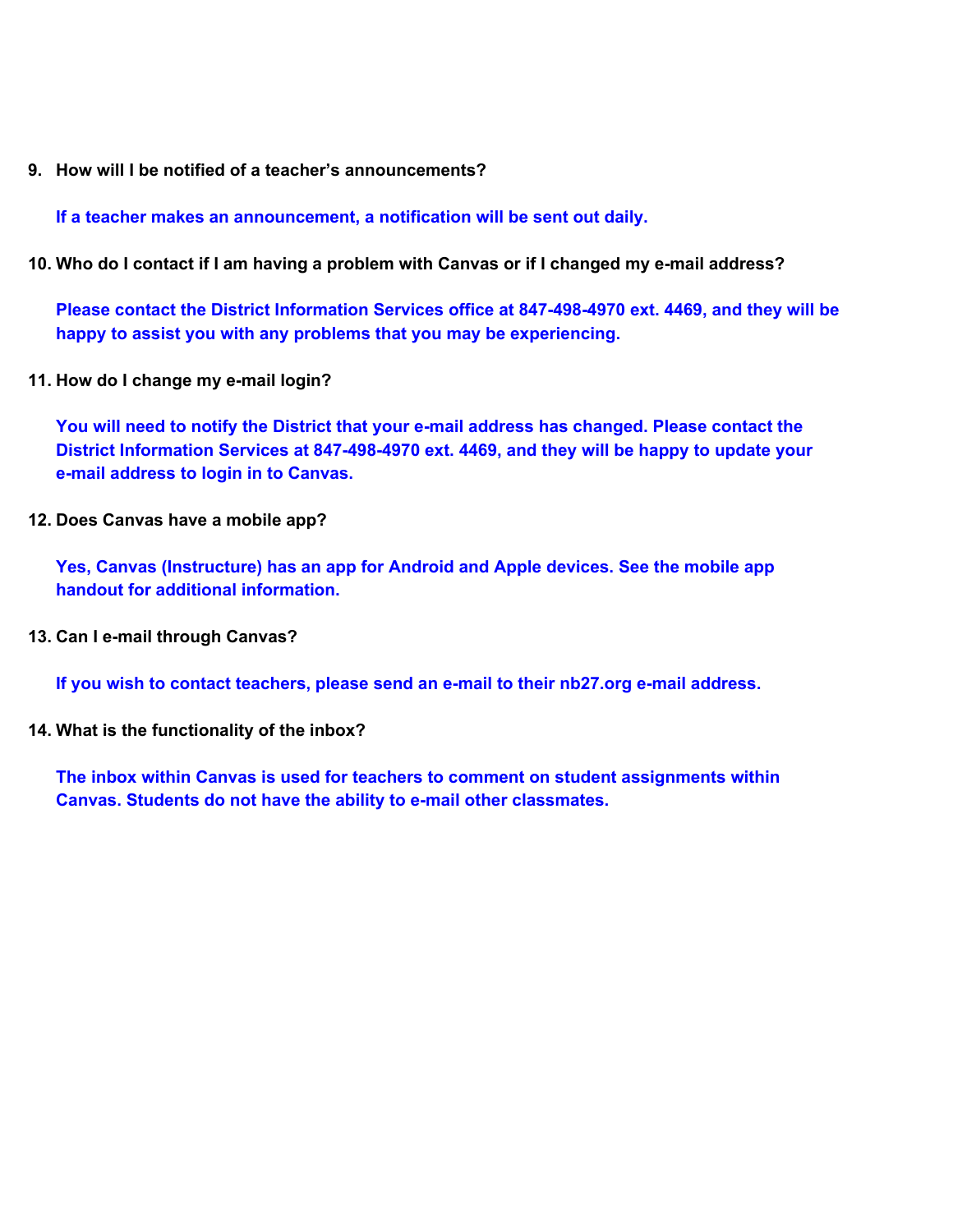9. **How will I be notified of a teacher's announcements?**

   **If a teacher makes an announcement, a notification will be sent out daily.**

10. **Who do I contact if I am having a problem with Canvas or if I changed my e-mail address?**

    **Please contact the District Information Services office at 847-498-4970 ext. 4469, and they will be happy to assist you with any problems that you may be experiencing.**

11. **How do I change my e-mail login?**

    **You will need to notify the District that your e-mail address has changed. Please contact the District Information Services at 847-498-4970 ext. 4469, and they will be happy to update your e-mail address to login in to Canvas.**

12. **Does Canvas have a mobile app?**

    **Yes, Canvas (Instructure) has an app for Android and Apple devices. See the mobile app handout for additional information.**

13. **Can I e-mail through Canvas?**

    **If you wish to contact teachers, please send an e-mail to their nb27.org e-mail address.**

14. **What is the functionality of the inbox?**

    **The inbox within Canvas is used for teachers to comment on student assignments within Canvas. Students do not have the ability to e-mail other classmates.**